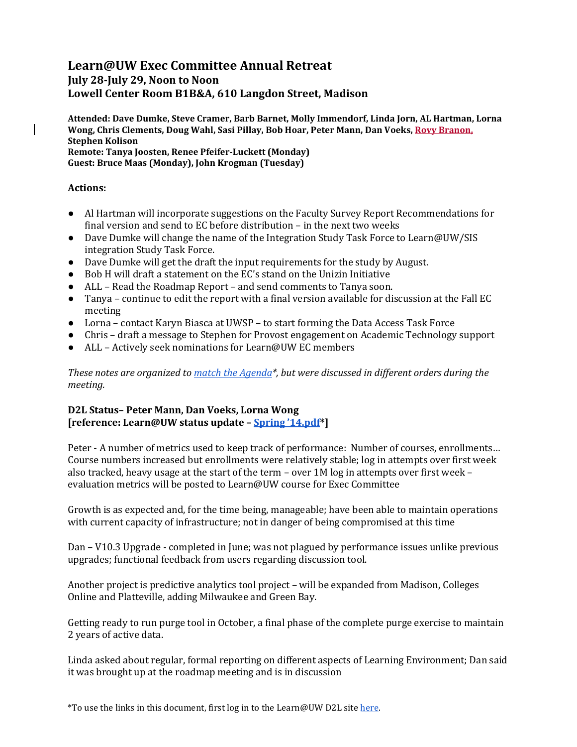# Learn@UW Exec Committee Annual Retreat

### July 28-July 29, Noon to Noon
### Lowell Center Room B1B&A, 610 Langdon Street, Madison

**Attended: Dave Dumke, Steve Cramer, Barb Barnet, Molly Immendorf, Linda Jorn, AL Hartman, Lorna Wong, Chris Clements, Doug Wahl, Sasi Pillay, Bob Hoar, Peter Mann, Dan Voeks, Rovy Branon, Stephen Kolison**
**Remote: Tanya Joosten, Renee Pfeifer-Luckett (Monday)**
**Guest: Bruce Maas (Monday), John Krogman (Tuesday)**

**Actions:**

- Al Hartman will incorporate suggestions on the Faculty Survey Report Recommendations for final version and send to EC before distribution – in the next two weeks
- Dave Dumke will change the name of the Integration Study Task Force to Learn@UW/SIS integration Study Task Force.
- Dave Dumke will get the draft the input requirements for the study by August.
- Bob H will draft a statement on the EC's stand on the Unizin Initiative
- ALL – Read the Roadmap Report – and send comments to Tanya soon.
- Tanya – continue to edit the report with a final version available for discussion at the Fall EC meeting
- Lorna – contact Karyn Biasca at UWSP – to start forming the Data Access Task Force
- Chris – draft a message to Stephen for Provost engagement on Academic Technology support
- ALL – Actively seek nominations for Learn@UW EC members

*These notes are organized to match the Agenda*, but were discussed in different orders during the meeting.*

**D2L Status– Peter Mann, Dan Voeks, Lorna Wong**
**[reference: Learn@UW status update – Spring '14.pdf*]**

Peter - A number of metrics used to keep track of performance: Number of courses, enrollments… Course numbers increased but enrollments were relatively stable; log in attempts over first week also tracked, heavy usage at the start of the term – over 1M log in attempts over first week – evaluation metrics will be posted to Learn@UW course for Exec Committee

Growth is as expected and, for the time being, manageable; have been able to maintain operations with current capacity of infrastructure; not in danger of being compromised at this time

Dan – V10.3 Upgrade - completed in June; was not plagued by performance issues unlike previous upgrades; functional feedback from users regarding discussion tool.

Another project is predictive analytics tool project – will be expanded from Madison, Colleges Online and Platteville, adding Milwaukee and Green Bay.

Getting ready to run purge tool in October, a final phase of the complete purge exercise to maintain 2 years of active data.

Linda asked about regular, formal reporting on different aspects of Learning Environment; Dan said it was brought up at the roadmap meeting and is in discussion

*To use the links in this document, first log in to the Learn@UW D2L site here.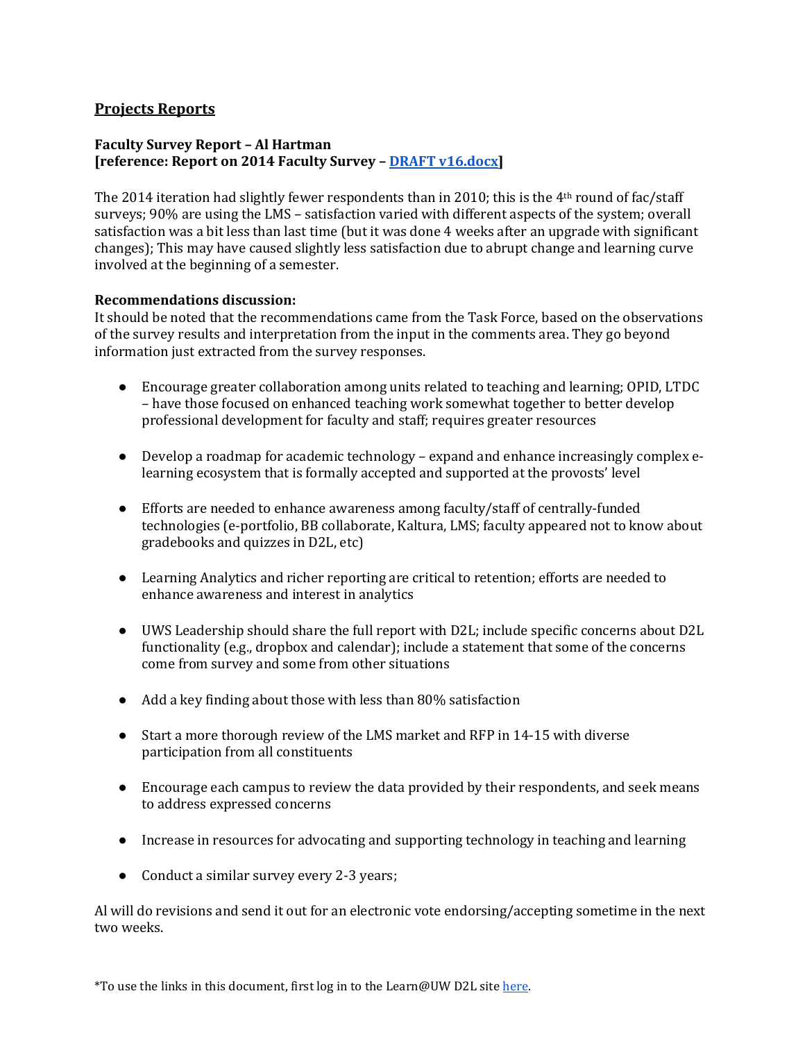## Projects Reports

**Faculty Survey Report – Al Hartman**
**[reference: Report on 2014 Faculty Survey – DRAFT v16.docx]**

The 2014 iteration had slightly fewer respondents than in 2010; this is the 4th round of fac/staff surveys; 90% are using the LMS – satisfaction varied with different aspects of the system; overall satisfaction was a bit less than last time (but it was done 4 weeks after an upgrade with significant changes); This may have caused slightly less satisfaction due to abrupt change and learning curve involved at the beginning of a semester.

**Recommendations discussion:**
It should be noted that the recommendations came from the Task Force, based on the observations of the survey results and interpretation from the input in the comments area. They go beyond information just extracted from the survey responses.

- Encourage greater collaboration among units related to teaching and learning; OPID, LTDC – have those focused on enhanced teaching work somewhat together to better develop professional development for faculty and staff; requires greater resources
- Develop a roadmap for academic technology – expand and enhance increasingly complex e-learning ecosystem that is formally accepted and supported at the provosts' level
- Efforts are needed to enhance awareness among faculty/staff of centrally-funded technologies (e-portfolio, BB collaborate, Kaltura, LMS; faculty appeared not to know about gradebooks and quizzes in D2L, etc)
- Learning Analytics and richer reporting are critical to retention; efforts are needed to enhance awareness and interest in analytics
- UWS Leadership should share the full report with D2L; include specific concerns about D2L functionality (e.g., dropbox and calendar); include a statement that some of the concerns come from survey and some from other situations
- Add a key finding about those with less than 80% satisfaction
- Start a more thorough review of the LMS market and RFP in 14-15 with diverse participation from all constituents
- Encourage each campus to review the data provided by their respondents, and seek means to address expressed concerns
- Increase in resources for advocating and supporting technology in teaching and learning
- Conduct a similar survey every 2-3 years;

Al will do revisions and send it out for an electronic vote endorsing/accepting sometime in the next two weeks.

*To use the links in this document, first log in to the Learn@UW D2L site here.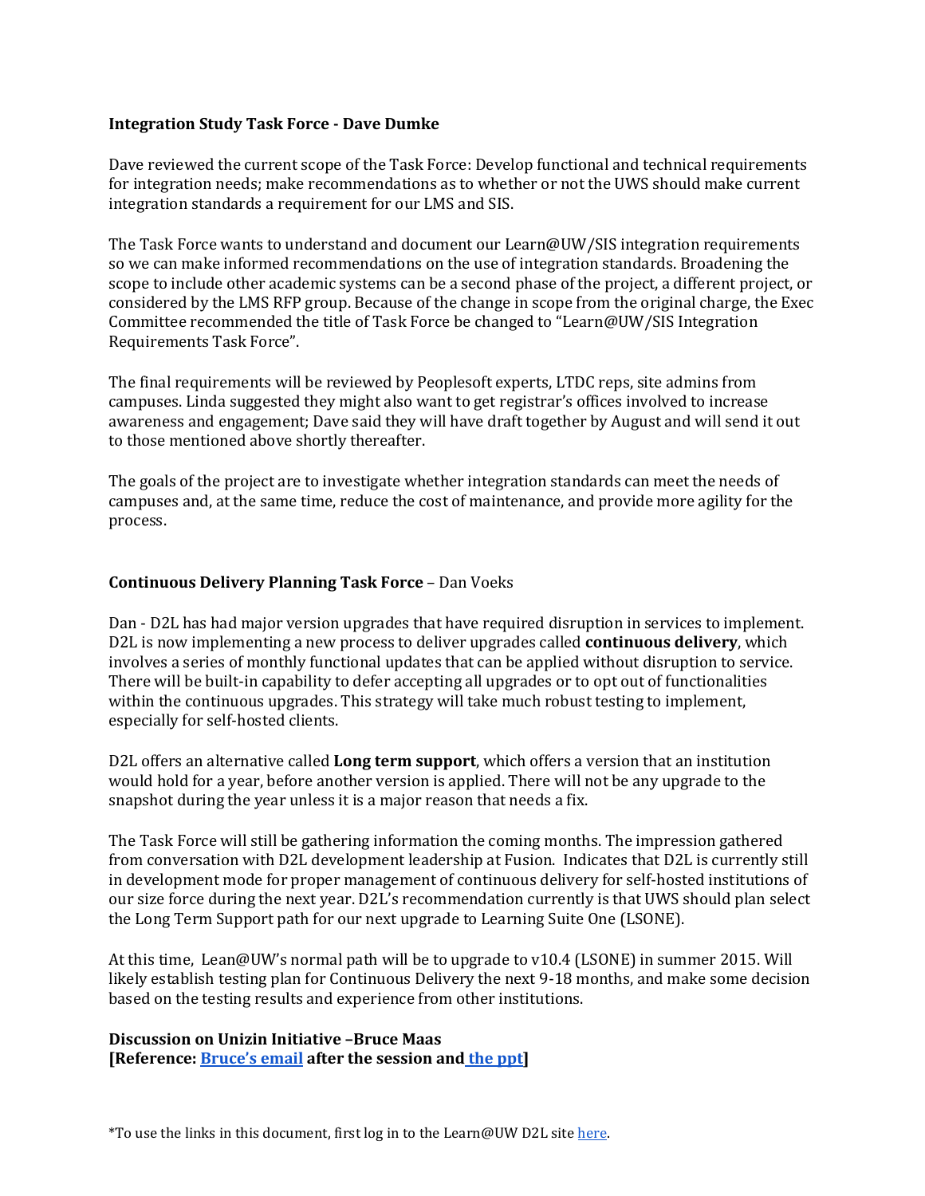**Integration Study Task Force - Dave Dumke**

Dave reviewed the current scope of the Task Force: Develop functional and technical requirements for integration needs; make recommendations as to whether or not the UWS should make current integration standards a requirement for our LMS and SIS.

The Task Force wants to understand and document our Learn@UW/SIS integration requirements so we can make informed recommendations on the use of integration standards. Broadening the scope to include other academic systems can be a second phase of the project, a different project, or considered by the LMS RFP group. Because of the change in scope from the original charge, the Exec Committee recommended the title of Task Force be changed to "Learn@UW/SIS Integration Requirements Task Force".

The final requirements will be reviewed by Peoplesoft experts, LTDC reps, site admins from campuses. Linda suggested they might also want to get registrar's offices involved to increase awareness and engagement; Dave said they will have draft together by August and will send it out to those mentioned above shortly thereafter.

The goals of the project are to investigate whether integration standards can meet the needs of campuses and, at the same time, reduce the cost of maintenance, and provide more agility for the process.

**Continuous Delivery Planning Task Force** – Dan Voeks

Dan - D2L has had major version upgrades that have required disruption in services to implement. D2L is now implementing a new process to deliver upgrades called **continuous delivery**, which involves a series of monthly functional updates that can be applied without disruption to service. There will be built-in capability to defer accepting all upgrades or to opt out of functionalities within the continuous upgrades. This strategy will take much robust testing to implement, especially for self-hosted clients.

D2L offers an alternative called **Long term support**, which offers a version that an institution would hold for a year, before another version is applied. There will not be any upgrade to the snapshot during the year unless it is a major reason that needs a fix.

The Task Force will still be gathering information the coming months. The impression gathered from conversation with D2L development leadership at Fusion. Indicates that D2L is currently still in development mode for proper management of continuous delivery for self-hosted institutions of our size force during the next year. D2L's recommendation currently is that UWS should plan select the Long Term Support path for our next upgrade to Learning Suite One (LSONE).

At this time, Lean@UW's normal path will be to upgrade to v10.4 (LSONE) in summer 2015. Will likely establish testing plan for Continuous Delivery the next 9-18 months, and make some decision based on the testing results and experience from other institutions.

**Discussion on Unizin Initiative –Bruce Maas**
**[Reference: Bruce's email after the session and the ppt]**

*To use the links in this document, first log in to the Learn@UW D2L site here.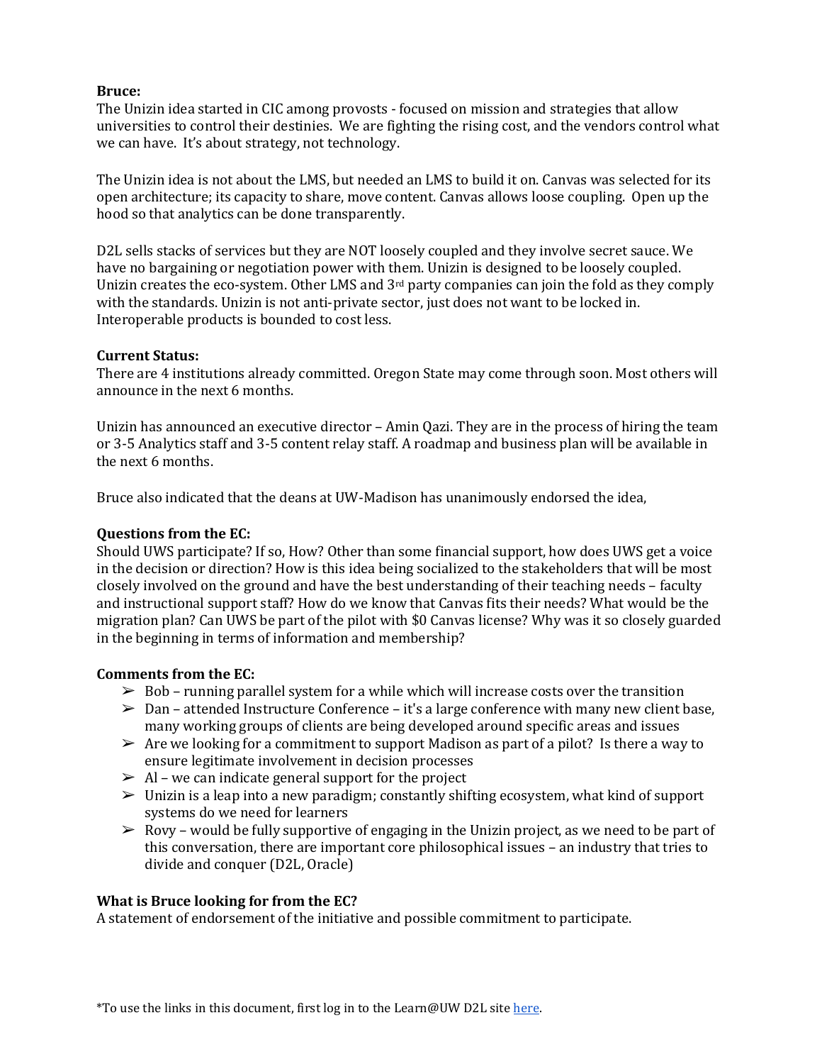**Bruce:**
The Unizin idea started in CIC among provosts - focused on mission and strategies that allow universities to control their destinies. We are fighting the rising cost, and the vendors control what we can have. It's about strategy, not technology.

The Unizin idea is not about the LMS, but needed an LMS to build it on. Canvas was selected for its open architecture; its capacity to share, move content. Canvas allows loose coupling. Open up the hood so that analytics can be done transparently.

D2L sells stacks of services but they are NOT loosely coupled and they involve secret sauce. We have no bargaining or negotiation power with them. Unizin is designed to be loosely coupled. Unizin creates the eco-system. Other LMS and 3rd party companies can join the fold as they comply with the standards. Unizin is not anti-private sector, just does not want to be locked in. Interoperable products is bounded to cost less.

**Current Status:**
There are 4 institutions already committed. Oregon State may come through soon. Most others will announce in the next 6 months.

Unizin has announced an executive director – Amin Qazi. They are in the process of hiring the team or 3-5 Analytics staff and 3-5 content relay staff. A roadmap and business plan will be available in the next 6 months.

Bruce also indicated that the deans at UW-Madison has unanimously endorsed the idea,

**Questions from the EC:**
Should UWS participate? If so, How? Other than some financial support, how does UWS get a voice in the decision or direction? How is this idea being socialized to the stakeholders that will be most closely involved on the ground and have the best understanding of their teaching needs – faculty and instructional support staff? How do we know that Canvas fits their needs? What would be the migration plan? Can UWS be part of the pilot with $0 Canvas license? Why was it so closely guarded in the beginning in terms of information and membership?

**Comments from the EC:**

- Bob – running parallel system for a while which will increase costs over the transition
- Dan – attended Instructure Conference – it's a large conference with many new client base, many working groups of clients are being developed around specific areas and issues
- Are we looking for a commitment to support Madison as part of a pilot? Is there a way to ensure legitimate involvement in decision processes
- Al – we can indicate general support for the project
- Unizin is a leap into a new paradigm; constantly shifting ecosystem, what kind of support systems do we need for learners
- Rovy – would be fully supportive of engaging in the Unizin project, as we need to be part of this conversation, there are important core philosophical issues – an industry that tries to divide and conquer (D2L, Oracle)

**What is Bruce looking for from the EC?**
A statement of endorsement of the initiative and possible commitment to participate.

*To use the links in this document, first log in to the Learn@UW D2L site here.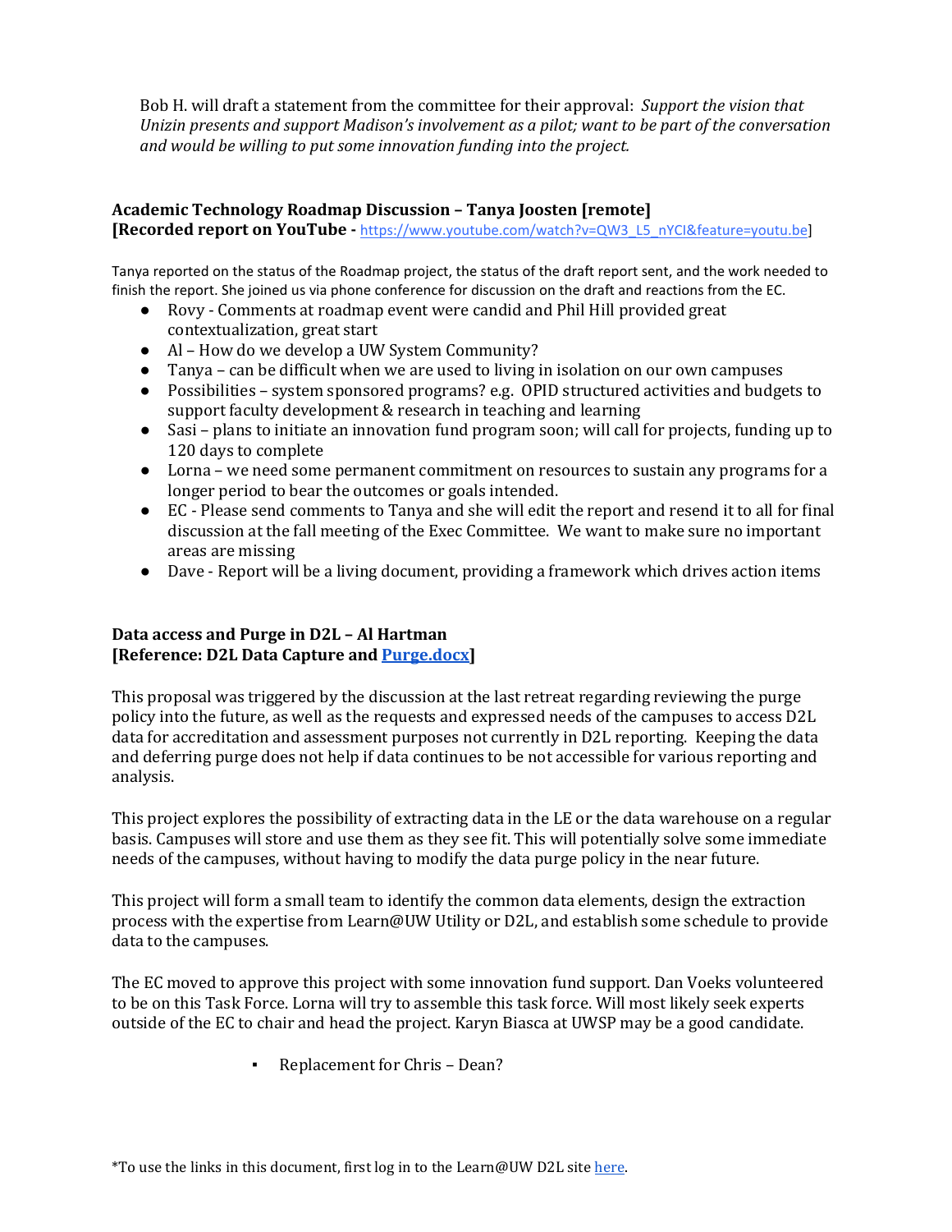Bob H. will draft a statement from the committee for their approval: *Support the vision that Unizin presents and support Madison's involvement as a pilot; want to be part of the conversation and would be willing to put some innovation funding into the project.*

**Academic Technology Roadmap Discussion – Tanya Joosten [remote]**
**[Recorded report on YouTube -** [https://www.youtube.com/watch?v=QW3_L5_nYCI&feature=youtu.be](https://www.youtube.com/watch?v=QW3_L5_nYCI&feature=youtu.be)**]**

Tanya reported on the status of the Roadmap project, the status of the draft report sent, and the work needed to finish the report. She joined us via phone conference for discussion on the draft and reactions from the EC.

- Rovy - Comments at roadmap event were candid and Phil Hill provided great contextualization, great start
- Al – How do we develop a UW System Community?
- Tanya – can be difficult when we are used to living in isolation on our own campuses
- Possibilities – system sponsored programs? e.g. OPID structured activities and budgets to support faculty development & research in teaching and learning
- Sasi – plans to initiate an innovation fund program soon; will call for projects, funding up to 120 days to complete
- Lorna – we need some permanent commitment on resources to sustain any programs for a longer period to bear the outcomes or goals intended.
- EC - Please send comments to Tanya and she will edit the report and resend it to all for final discussion at the fall meeting of the Exec Committee. We want to make sure no important areas are missing
- Dave - Report will be a living document, providing a framework which drives action items

**Data access and Purge in D2L – Al Hartman**
**[Reference: D2L Data Capture and [Purge.docx](Purge.docx)]**

This proposal was triggered by the discussion at the last retreat regarding reviewing the purge policy into the future, as well as the requests and expressed needs of the campuses to access D2L data for accreditation and assessment purposes not currently in D2L reporting. Keeping the data and deferring purge does not help if data continues to be not accessible for various reporting and analysis.

This project explores the possibility of extracting data in the LE or the data warehouse on a regular basis. Campuses will store and use them as they see fit. This will potentially solve some immediate needs of the campuses, without having to modify the data purge policy in the near future.

This project will form a small team to identify the common data elements, design the extraction process with the expertise from Learn@UW Utility or D2L, and establish some schedule to provide data to the campuses.

The EC moved to approve this project with some innovation fund support. Dan Voeks volunteered to be on this Task Force. Lorna will try to assemble this task force. Will most likely seek experts outside of the EC to chair and head the project. Karyn Biasca at UWSP may be a good candidate.

- Replacement for Chris – Dean?

*To use the links in this document, first log in to the Learn@UW D2L site [here](here).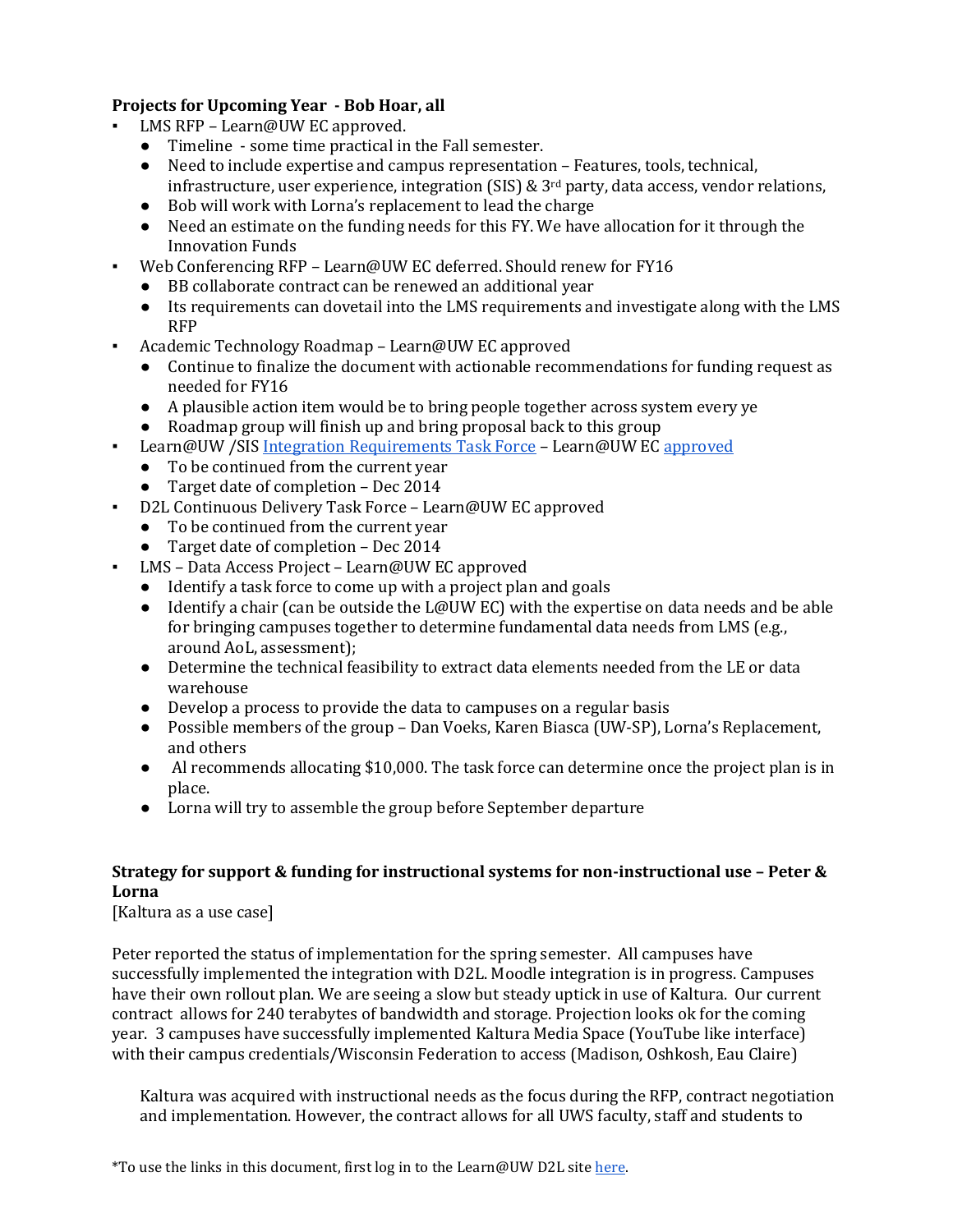**Projects for Upcoming Year - Bob Hoar, all**

- LMS RFP – Learn@UW EC approved.
  - Timeline - some time practical in the Fall semester.
  - Need to include expertise and campus representation – Features, tools, technical, infrastructure, user experience, integration (SIS) & 3rd party, data access, vendor relations,
  - Bob will work with Lorna's replacement to lead the charge
  - Need an estimate on the funding needs for this FY. We have allocation for it through the Innovation Funds
- Web Conferencing RFP – Learn@UW EC deferred. Should renew for FY16
  - BB collaborate contract can be renewed an additional year
  - Its requirements can dovetail into the LMS requirements and investigate along with the LMS RFP
- Academic Technology Roadmap – Learn@UW EC approved
  - Continue to finalize the document with actionable recommendations for funding request as needed for FY16
  - A plausible action item would be to bring people together across system every ye
  - Roadmap group will finish up and bring proposal back to this group
- Learn@UW /SIS [Integration Requirements Task Force]() – Learn@UW EC [approved]()
  - To be continued from the current year
  - Target date of completion – Dec 2014
- D2L Continuous Delivery Task Force – Learn@UW EC approved
  - To be continued from the current year
  - Target date of completion – Dec 2014
- LMS – Data Access Project – Learn@UW EC approved
  - Identify a task force to come up with a project plan and goals
  - Identify a chair (can be outside the L@UW EC) with the expertise on data needs and be able for bringing campuses together to determine fundamental data needs from LMS (e.g., around AoL, assessment);
  - Determine the technical feasibility to extract data elements needed from the LE or data warehouse
  - Develop a process to provide the data to campuses on a regular basis
  - Possible members of the group – Dan Voeks, Karen Biasca (UW-SP), Lorna's Replacement, and others
  - Al recommends allocating $10,000. The task force can determine once the project plan is in place.
  - Lorna will try to assemble the group before September departure

**Strategy for support & funding for instructional systems for non-instructional use – Peter & Lorna**

[Kaltura as a use case]

Peter reported the status of implementation for the spring semester. All campuses have successfully implemented the integration with D2L. Moodle integration is in progress. Campuses have their own rollout plan. We are seeing a slow but steady uptick in use of Kaltura. Our current contract allows for 240 terabytes of bandwidth and storage. Projection looks ok for the coming year. 3 campuses have successfully implemented Kaltura Media Space (YouTube like interface) with their campus credentials/Wisconsin Federation to access (Madison, Oshkosh, Eau Claire)

> Kaltura was acquired with instructional needs as the focus during the RFP, contract negotiation and implementation. However, the contract allows for all UWS faculty, staff and students to

*To use the links in this document, first log in to the Learn@UW D2L site [here]().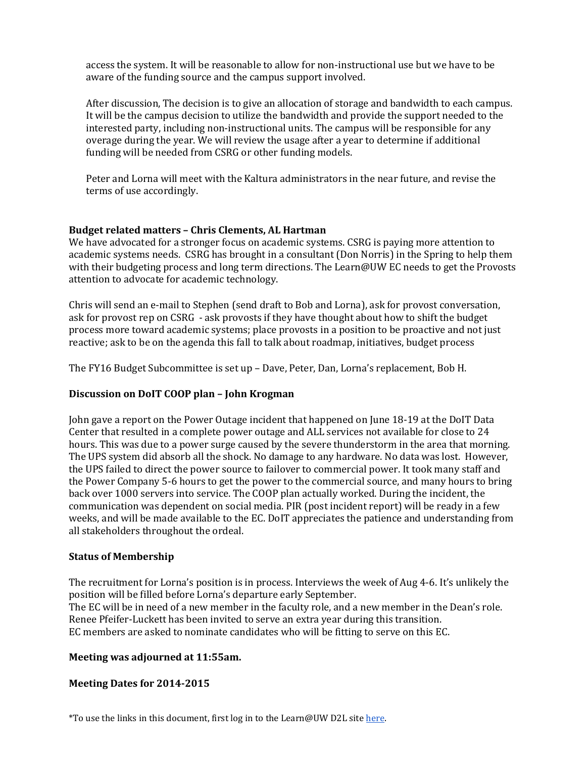access the system. It will be reasonable to allow for non-instructional use but we have to be aware of the funding source and the campus support involved.

After discussion, The decision is to give an allocation of storage and bandwidth to each campus. It will be the campus decision to utilize the bandwidth and provide the support needed to the interested party, including non-instructional units. The campus will be responsible for any overage during the year. We will review the usage after a year to determine if additional funding will be needed from CSRG or other funding models.

Peter and Lorna will meet with the Kaltura administrators in the near future, and revise the terms of use accordingly.

**Budget related matters – Chris Clements, AL Hartman**

We have advocated for a stronger focus on academic systems. CSRG is paying more attention to academic systems needs. CSRG has brought in a consultant (Don Norris) in the Spring to help them with their budgeting process and long term directions. The Learn@UW EC needs to get the Provosts attention to advocate for academic technology.

Chris will send an e-mail to Stephen (send draft to Bob and Lorna), ask for provost conversation, ask for provost rep on CSRG - ask provosts if they have thought about how to shift the budget process more toward academic systems; place provosts in a position to be proactive and not just reactive; ask to be on the agenda this fall to talk about roadmap, initiatives, budget process

The FY16 Budget Subcommittee is set up – Dave, Peter, Dan, Lorna's replacement, Bob H.

**Discussion on DoIT COOP plan – John Krogman**

John gave a report on the Power Outage incident that happened on June 18-19 at the DoIT Data Center that resulted in a complete power outage and ALL services not available for close to 24 hours. This was due to a power surge caused by the severe thunderstorm in the area that morning. The UPS system did absorb all the shock. No damage to any hardware. No data was lost. However, the UPS failed to direct the power source to failover to commercial power. It took many staff and the Power Company 5-6 hours to get the power to the commercial source, and many hours to bring back over 1000 servers into service. The COOP plan actually worked. During the incident, the communication was dependent on social media. PIR (post incident report) will be ready in a few weeks, and will be made available to the EC. DoIT appreciates the patience and understanding from all stakeholders throughout the ordeal.

**Status of Membership**

The recruitment for Lorna's position is in process. Interviews the week of Aug 4-6. It's unlikely the position will be filled before Lorna's departure early September.
The EC will be in need of a new member in the faculty role, and a new member in the Dean's role.
Renee Pfeifer-Luckett has been invited to serve an extra year during this transition.
EC members are asked to nominate candidates who will be fitting to serve on this EC.

**Meeting was adjourned at 11:55am.**

**Meeting Dates for 2014-2015**

*To use the links in this document, first log in to the Learn@UW D2L site here.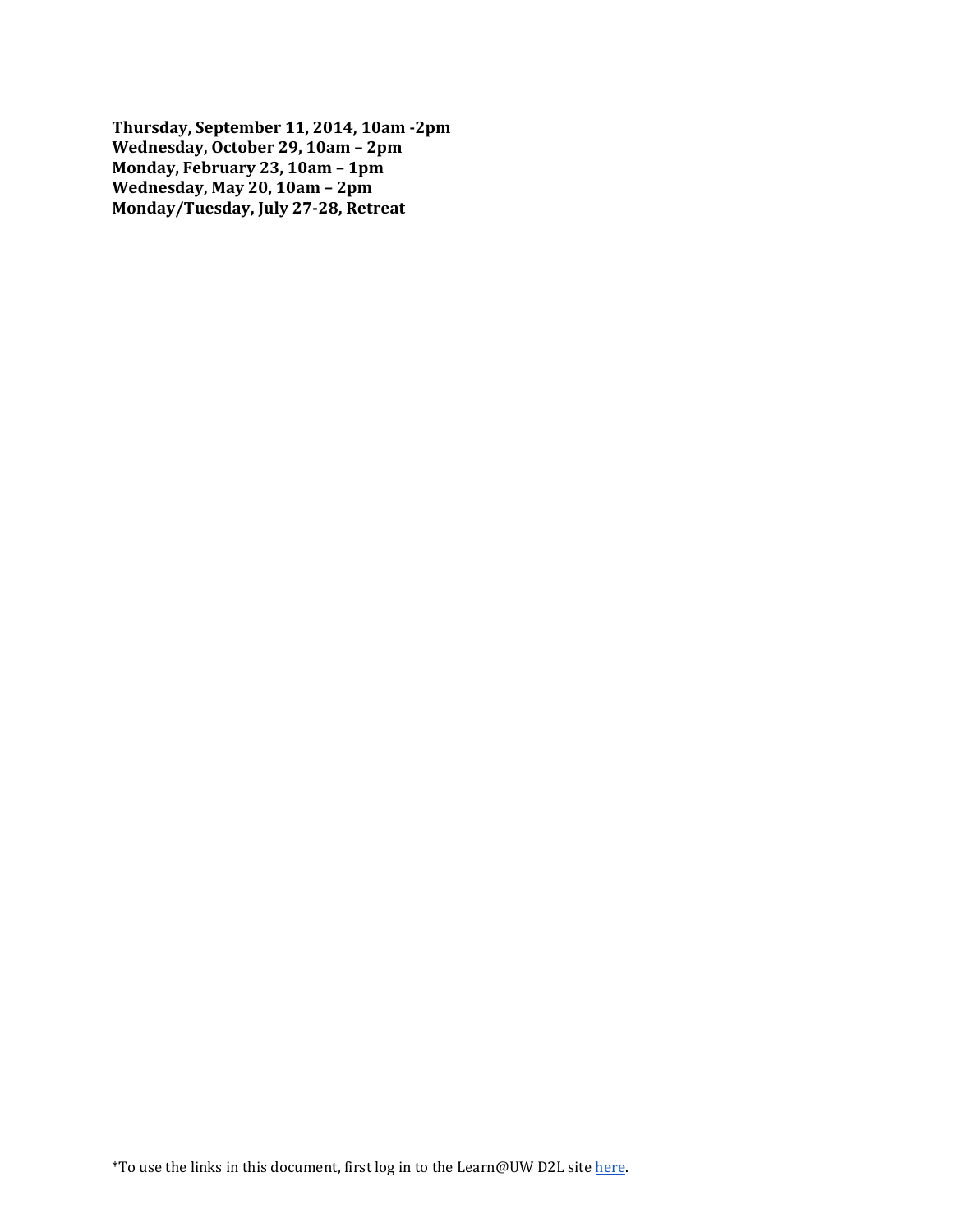**Thursday, September 11, 2014, 10am -2pm**
**Wednesday, October 29, 10am – 2pm**
**Monday, February 23, 10am – 1pm**
**Wednesday, May 20, 10am – 2pm**
**Monday/Tuesday, July 27-28, Retreat**

*To use the links in this document, first log in to the Learn@UW D2L site [here](here).